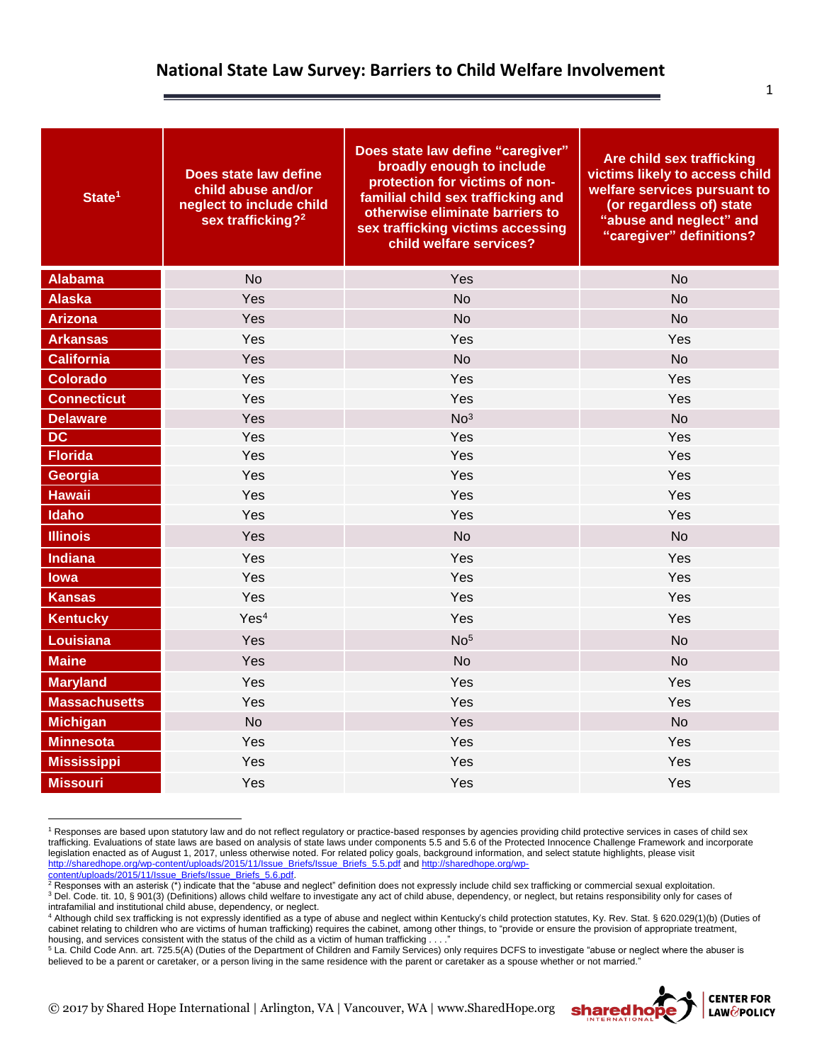# National State Law Survey: Barriers to Child Welfare Involvement

| State[1] | Does state law define child abuse and/or neglect to include child sex trafficking?[2] | Does state law define "caregiver" broadly enough to include protection for victims of non-familial child sex trafficking and otherwise eliminate barriers to sex trafficking victims accessing child welfare services? | Are child sex trafficking victims likely to access child welfare services pursuant to (or regardless of) state "abuse and neglect" and "caregiver" definitions? |
|---|---|---|---|
| Alabama | No | Yes | No |
| Alaska | Yes | No | No |
| Arizona | Yes | No | No |
| Arkansas | Yes | Yes | Yes |
| California | Yes | No | No |
| Colorado | Yes | Yes | Yes |
| Connecticut | Yes | Yes | Yes |
| Delaware | Yes | No[3] | No |
| DC | Yes | Yes | Yes |
| Florida | Yes | Yes | Yes |
| Georgia | Yes | Yes | Yes |
| Hawaii | Yes | Yes | Yes |
| Idaho | Yes | Yes | Yes |
| Illinois | Yes | No | No |
| Indiana | Yes | Yes | Yes |
| Iowa | Yes | Yes | Yes |
| Kansas | Yes | Yes | Yes |
| Kentucky | Yes[4] | Yes | Yes |
| Louisiana | Yes | No[5] | No |
| Maine | Yes | No | No |
| Maryland | Yes | Yes | Yes |
| Massachusetts | Yes | Yes | Yes |
| Michigan | No | Yes | No |
| Minnesota | Yes | Yes | Yes |
| Mississippi | Yes | Yes | Yes |
| Missouri | Yes | Yes | Yes |

[1] Responses are based upon statutory law and do not reflect regulatory or practice-based responses by agencies providing child protective services in cases of child sex trafficking. Evaluations of state laws are based on analysis of state laws under components 5.5 and 5.6 of the Protected Innocence Challenge Framework and incorporate legislation enacted as of August 1, 2017, unless otherwise noted. For related policy goals, background information, and select statute highlights, please visit http://sharedhope.org/wp-content/uploads/2015/11/Issue_Briefs/Issue_Briefs_5.5.pdf and http://sharedhope.org/wp-content/uploads/2015/11/Issue_Briefs/Issue_Briefs_5.6.pdf.

[2] Responses with an asterisk (*) indicate that the "abuse and neglect" definition does not expressly include child sex trafficking or commercial sexual exploitation.

[3] Del. Code. tit. 10, § 901(3) (Definitions) allows child welfare to investigate any act of child abuse, dependency, or neglect, but retains responsibility only for cases of intrafamilial and institutional child abuse, dependency, or neglect.

[4] Although child sex trafficking is not expressly identified as a type of abuse and neglect within Kentucky's child protection statutes, Ky. Rev. Stat. § 620.029(1)(b) (Duties of cabinet relating to children who are victims of human trafficking) requires the cabinet, among other things, to "provide or ensure the provision of appropriate treatment, housing, and services consistent with the status of the child as a victim of human trafficking . . . ."

[5] La. Child Code Ann. art. 725.5(A) (Duties of the Department of Children and Family Services) only requires DCFS to investigate "abuse or neglect where the abuser is believed to be a parent or caretaker, or a person living in the same residence with the parent or caretaker as a spouse whether or not married."

© 2017 by Shared Hope International | Arlington, VA | Vancouver, WA | www.SharedHope.org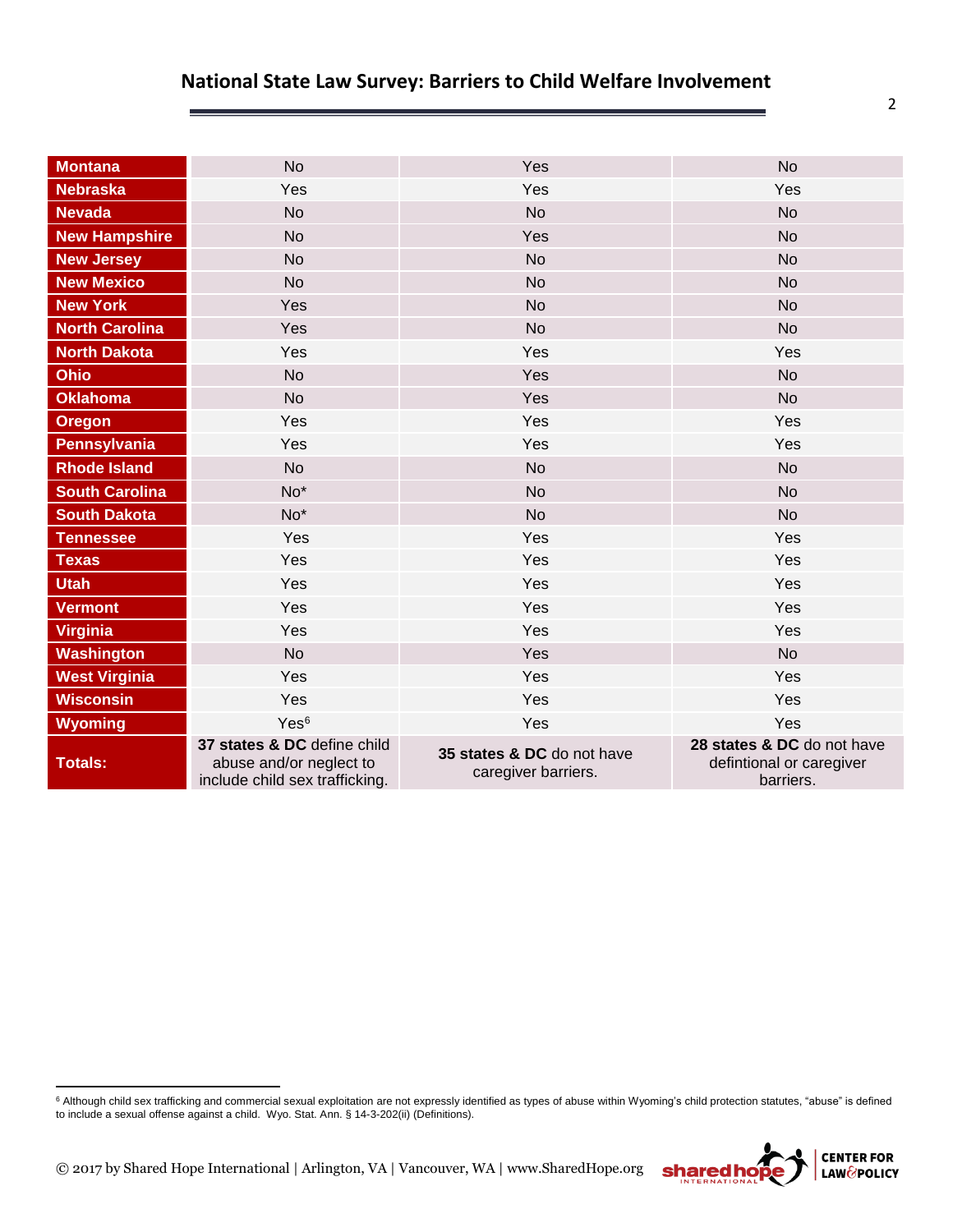| | | | |
|---|---|---|---|
| **Montana** | No | Yes | No |
| **Nebraska** | Yes | Yes | Yes |
| **Nevada** | No | No | No |
| **New Hampshire** | No | Yes | No |
| **New Jersey** | No | No | No |
| **New Mexico** | No | No | No |
| **New York** | Yes | No | No |
| **North Carolina** | Yes | No | No |
| **North Dakota** | Yes | Yes | Yes |
| **Ohio** | No | Yes | No |
| **Oklahoma** | No | Yes | No |
| **Oregon** | Yes | Yes | Yes |
| **Pennsylvania** | Yes | Yes | Yes |
| **Rhode Island** | No | No | No |
| **South Carolina** | No* | No | No |
| **South Dakota** | No* | No | No |
| **Tennessee** | Yes | Yes | Yes |
| **Texas** | Yes | Yes | Yes |
| **Utah** | Yes | Yes | Yes |
| **Vermont** | Yes | Yes | Yes |
| **Virginia** | Yes | Yes | Yes |
| **Washington** | No | Yes | No |
| **West Virginia** | Yes | Yes | Yes |
| **Wisconsin** | Yes | Yes | Yes |
| **Wyoming** | Yes[6] | Yes | Yes |
| **Totals:** | **37 states & DC** define child abuse and/or neglect to include child sex trafficking. | **35 states & DC** do not have caregiver barriers. | **28 states & DC** do not have defintional or caregiver barriers. |

[6] Although child sex trafficking and commercial sexual exploitation are not expressly identified as types of abuse within Wyoming's child protection statutes, "abuse" is defined to include a sexual offense against a child. Wyo. Stat. Ann. § 14-3-202(ii) (Definitions).